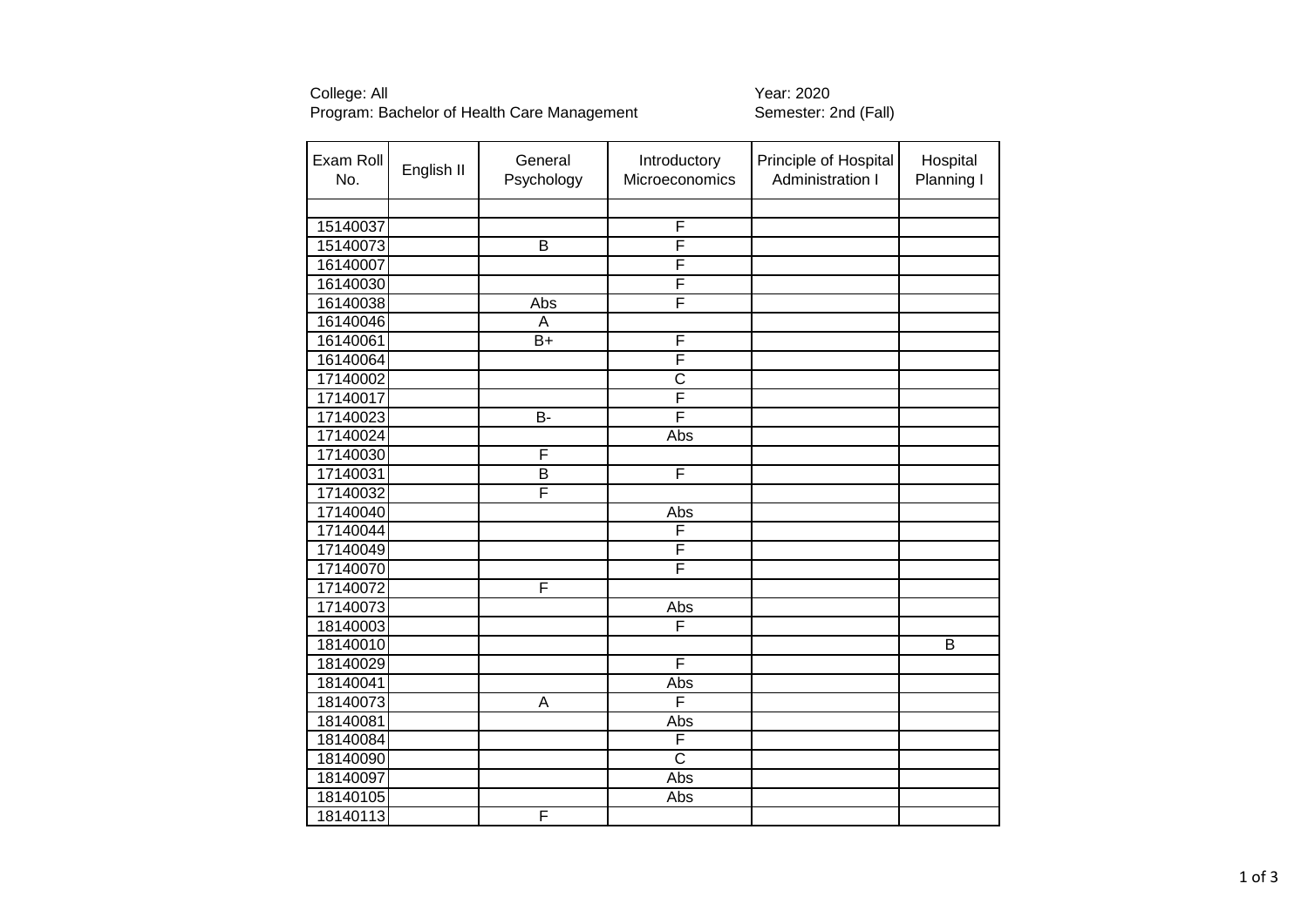College: All
Program: Bachelor of Health Care Management

Year: 2020
Semester: 2nd (Fall)

| Exam Roll No. | English II | General Psychology | Introductory Microeconomics | Principle of Hospital Administration I | Hospital Planning I |
|---|---|---|---|---|---|
| | | | | | |
| 15140037 | | | F | | |
| 15140073 | | B | F | | |
| 16140007 | | | F | | |
| 16140030 | | | F | | |
| 16140038 | | Abs | F | | |
| 16140046 | | A | | | |
| 16140061 | | B+ | F | | |
| 16140064 | | | F | | |
| 17140002 | | | C | | |
| 17140017 | | | F | | |
| 17140023 | | B- | F | | |
| 17140024 | | | Abs | | |
| 17140030 | | F | | | |
| 17140031 | | B | F | | |
| 17140032 | | F | | | |
| 17140040 | | | Abs | | |
| 17140044 | | | F | | |
| 17140049 | | | F | | |
| 17140070 | | | F | | |
| 17140072 | | F | | | |
| 17140073 | | | Abs | | |
| 18140003 | | | F | | |
| 18140010 | | | | | B |
| 18140029 | | | F | | |
| 18140041 | | | Abs | | |
| 18140073 | | A | F | | |
| 18140081 | | | Abs | | |
| 18140084 | | | F | | |
| 18140090 | | | C | | |
| 18140097 | | | Abs | | |
| 18140105 | | | Abs | | |
| 18140113 | | F | | | |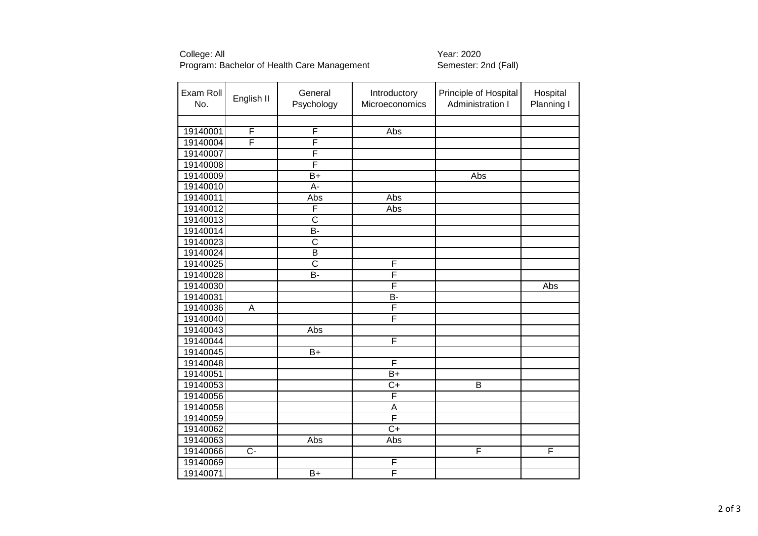College: All
Program: Bachelor of Health Care Management

Year: 2020
Semester: 2nd (Fall)

| Exam Roll No. | English II | General Psychology | Introductory Microeconomics | Principle of Hospital Administration I | Hospital Planning I |
|---|---|---|---|---|---|
| | | | | | |
| 19140001 | F | F | Abs | | |
| 19140004 | F | F | | | |
| 19140007 | | F | | | |
| 19140008 | | F | | | |
| 19140009 | | B+ | | Abs | |
| 19140010 | | A- | | | |
| 19140011 | | Abs | Abs | | |
| 19140012 | | F | Abs | | |
| 19140013 | | C | | | |
| 19140014 | | B- | | | |
| 19140023 | | C | | | |
| 19140024 | | B | | | |
| 19140025 | | C | F | | |
| 19140028 | | B- | F | | |
| 19140030 | | | F | | Abs |
| 19140031 | | | B- | | |
| 19140036 | A | | F | | |
| 19140040 | | | F | | |
| 19140043 | | Abs | | | |
| 19140044 | | | F | | |
| 19140045 | | B+ | | | |
| 19140048 | | | F | | |
| 19140051 | | | B+ | | |
| 19140053 | | | C+ | B | |
| 19140056 | | | F | | |
| 19140058 | | | A | | |
| 19140059 | | | F | | |
| 19140062 | | | C+ | | |
| 19140063 | | Abs | Abs | | |
| 19140066 | C- | | | F | F |
| 19140069 | | | F | | |
| 19140071 | | B+ | F | | |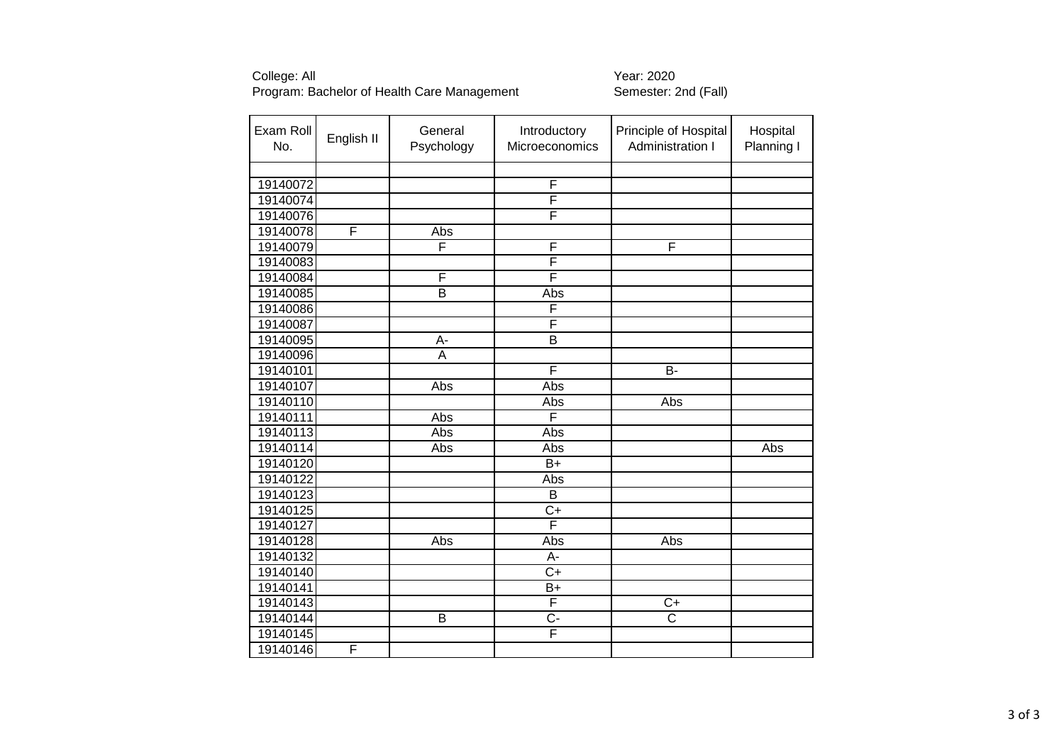College: All
Program: Bachelor of Health Care Management

Year: 2020
Semester: 2nd (Fall)

| Exam Roll No. | English II | General Psychology | Introductory Microeconomics | Principle of Hospital Administration I | Hospital Planning I |
|---|---|---|---|---|---|
| | | | | | |
| 19140072 | | | F | | |
| 19140074 | | | F | | |
| 19140076 | | | F | | |
| 19140078 | F | Abs | | | |
| 19140079 | | F | F | F | |
| 19140083 | | | F | | |
| 19140084 | | F | F | | |
| 19140085 | | B | Abs | | |
| 19140086 | | | F | | |
| 19140087 | | | F | | |
| 19140095 | | A- | B | | |
| 19140096 | | A | | | |
| 19140101 | | | F | B- | |
| 19140107 | | Abs | Abs | | |
| 19140110 | | | Abs | Abs | |
| 19140111 | | Abs | F | | |
| 19140113 | | Abs | Abs | | |
| 19140114 | | Abs | Abs | | Abs |
| 19140120 | | | B+ | | |
| 19140122 | | | Abs | | |
| 19140123 | | | B | | |
| 19140125 | | | C+ | | |
| 19140127 | | | F | | |
| 19140128 | | Abs | Abs | Abs | |
| 19140132 | | | A- | | |
| 19140140 | | | C+ | | |
| 19140141 | | | B+ | | |
| 19140143 | | | F | C+ | |
| 19140144 | | B | C- | C | |
| 19140145 | | | F | | |
| 19140146 | F | | | | |